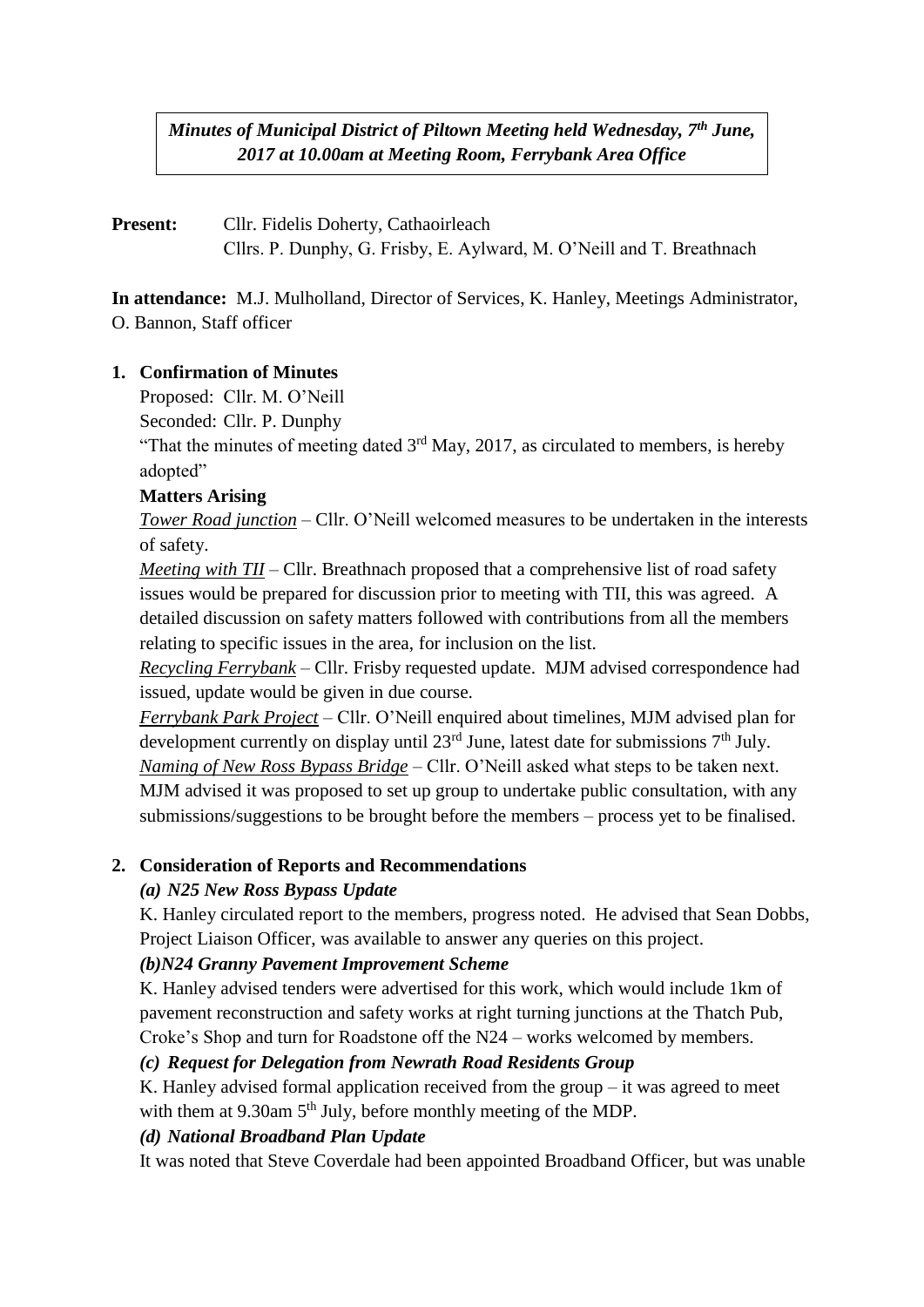***Minutes of Municipal District of Piltown Meeting held Wednesday, 7th June, 2017 at 10.00am at Meeting Room, Ferrybank Area Office***

**Present:** Cllr. Fidelis Doherty, Cathaoirleach
Cllrs. P. Dunphy, G. Frisby, E. Aylward, M. O'Neill and T. Breathnach

**In attendance:** M.J. Mulholland, Director of Services, K. Hanley, Meetings Administrator, O. Bannon, Staff officer

**1. Confirmation of Minutes**

Proposed: Cllr. M. O'Neill
Seconded: Cllr. P. Dunphy
"That the minutes of meeting dated 3rd May, 2017, as circulated to members, is hereby adopted"

**Matters Arising**

***Tower Road junction*** – Cllr. O'Neill welcomed measures to be undertaken in the interests of safety.

***Meeting with TII*** – Cllr. Breathnach proposed that a comprehensive list of road safety issues would be prepared for discussion prior to meeting with TII, this was agreed. A detailed discussion on safety matters followed with contributions from all the members relating to specific issues in the area, for inclusion on the list.

***Recycling Ferrybank*** – Cllr. Frisby requested update. MJM advised correspondence had issued, update would be given in due course.

***Ferrybank Park Project*** – Cllr. O'Neill enquired about timelines, MJM advised plan for development currently on display until 23rd June, latest date for submissions 7th July.

***Naming of New Ross Bypass Bridge*** – Cllr. O'Neill asked what steps to be taken next. MJM advised it was proposed to set up group to undertake public consultation, with any submissions/suggestions to be brought before the members – process yet to be finalised.

**2. Consideration of Reports and Recommendations**

***(a) N25 New Ross Bypass Update***

K. Hanley circulated report to the members, progress noted. He advised that Sean Dobbs, Project Liaison Officer, was available to answer any queries on this project.

***(b)N24 Granny Pavement Improvement Scheme***

K. Hanley advised tenders were advertised for this work, which would include 1km of pavement reconstruction and safety works at right turning junctions at the Thatch Pub, Croke's Shop and turn for Roadstone off the N24 – works welcomed by members.

***(c) Request for Delegation from Newrath Road Residents Group***

K. Hanley advised formal application received from the group – it was agreed to meet with them at 9.30am 5th July, before monthly meeting of the MDP.

***(d) National Broadband Plan Update***

It was noted that Steve Coverdale had been appointed Broadband Officer, but was unable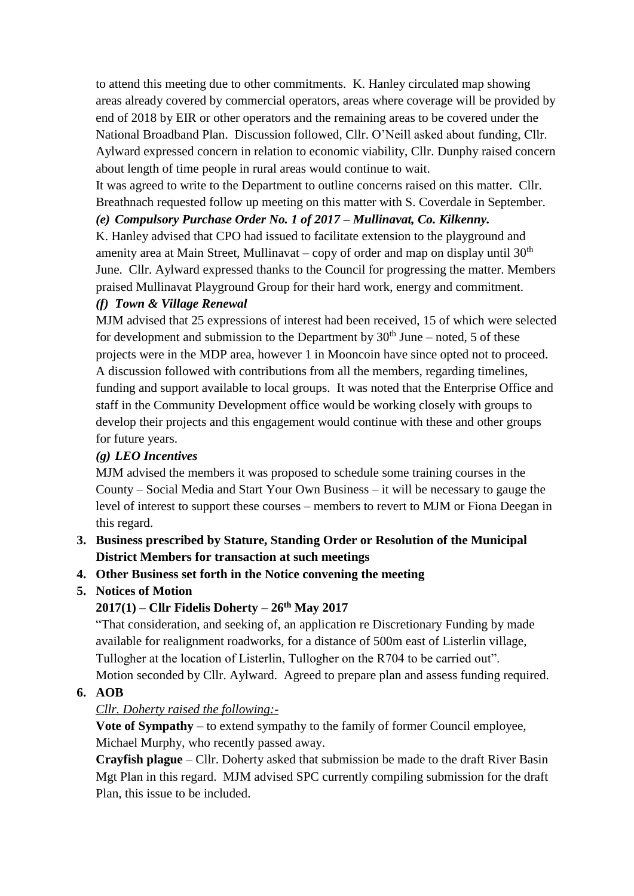to attend this meeting due to other commitments. K. Hanley circulated map showing areas already covered by commercial operators, areas where coverage will be provided by end of 2018 by EIR or other operators and the remaining areas to be covered under the National Broadband Plan. Discussion followed, Cllr. O'Neill asked about funding, Cllr. Aylward expressed concern in relation to economic viability, Cllr. Dunphy raised concern about length of time people in rural areas would continue to wait.

It was agreed to write to the Department to outline concerns raised on this matter. Cllr. Breathnach requested follow up meeting on this matter with S. Coverdale in September.

***(e) Compulsory Purchase Order No. 1 of 2017 – Mullinavat, Co. Kilkenny.***

K. Hanley advised that CPO had issued to facilitate extension to the playground and amenity area at Main Street, Mullinavat – copy of order and map on display until 30th June. Cllr. Aylward expressed thanks to the Council for progressing the matter. Members praised Mullinavat Playground Group for their hard work, energy and commitment.

***(f) Town & Village Renewal***

MJM advised that 25 expressions of interest had been received, 15 of which were selected for development and submission to the Department by 30th June – noted, 5 of these projects were in the MDP area, however 1 in Mooncoin have since opted not to proceed. A discussion followed with contributions from all the members, regarding timelines, funding and support available to local groups. It was noted that the Enterprise Office and staff in the Community Development office would be working closely with groups to develop their projects and this engagement would continue with these and other groups for future years.

***(g) LEO Incentives***

MJM advised the members it was proposed to schedule some training courses in the County – Social Media and Start Your Own Business – it will be necessary to gauge the level of interest to support these courses – members to revert to MJM or Fiona Deegan in this regard.

3. **Business prescribed by Stature, Standing Order or Resolution of the Municipal District Members for transaction at such meetings**
4. **Other Business set forth in the Notice convening the meeting**
5. **Notices of Motion**

   **2017(1) – Cllr Fidelis Doherty – 26th May 2017**

   "That consideration, and seeking of, an application re Discretionary Funding by made available for realignment roadworks, for a distance of 500m east of Listerlin village, Tullogher at the location of Listerlin, Tullogher on the R704 to be carried out".
   Motion seconded by Cllr. Aylward. Agreed to prepare plan and assess funding required.
6. **AOB**

   *Cllr. Doherty raised the following:-*

   **Vote of Sympathy** – to extend sympathy to the family of former Council employee, Michael Murphy, who recently passed away.

   **Crayfish plague** – Cllr. Doherty asked that submission be made to the draft River Basin Mgt Plan in this regard. MJM advised SPC currently compiling submission for the draft Plan, this issue to be included.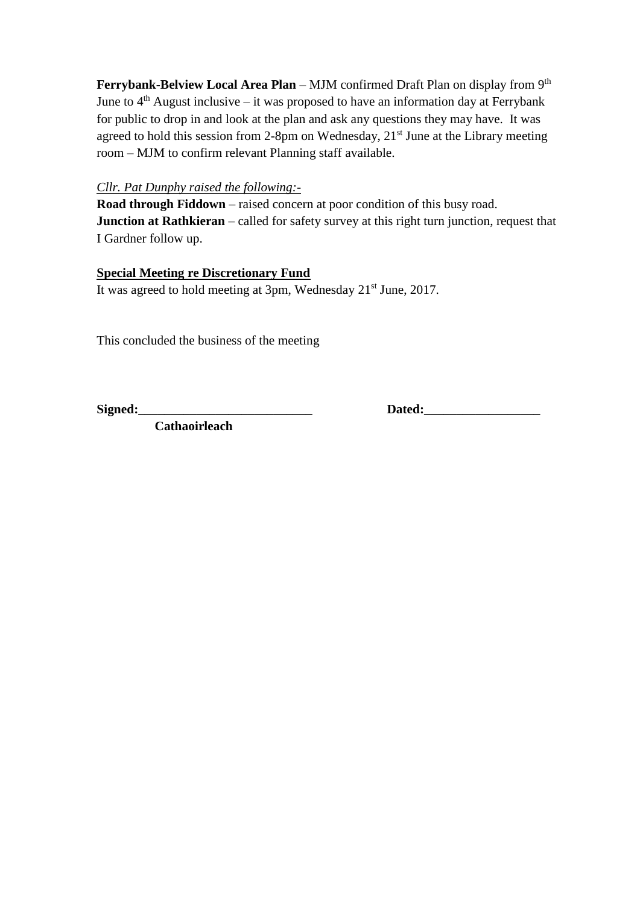**Ferrybank-Belview Local Area Plan** – MJM confirmed Draft Plan on display from 9th June to 4th August inclusive – it was proposed to have an information day at Ferrybank for public to drop in and look at the plan and ask any questions they may have. It was agreed to hold this session from 2-8pm on Wednesday, 21st June at the Library meeting room – MJM to confirm relevant Planning staff available.

*Cllr. Pat Dunphy raised the following:-*

**Road through Fiddown** – raised concern at poor condition of this busy road.
**Junction at Rathkieran** – called for safety survey at this right turn junction, request that I Gardner follow up.

**Special Meeting re Discretionary Fund**

It was agreed to hold meeting at 3pm, Wednesday 21st June, 2017.

This concluded the business of the meeting

**Signed:___________________________** **Dated:__________________**
**Cathaoirleach**